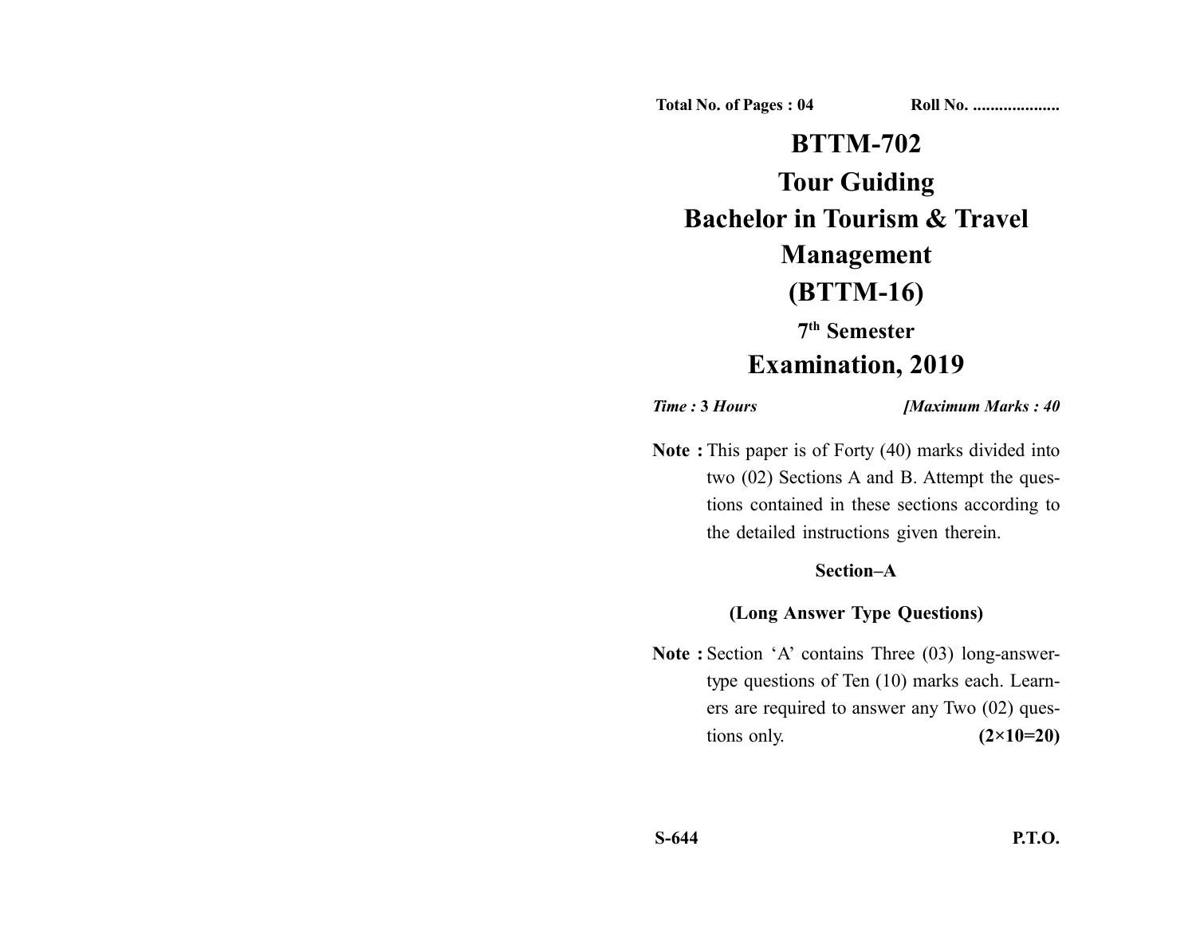**Total No. of Pages : 04** **Roll No. ....................**

# BTTM-702
# Tour Guiding
# Bachelor in Tourism & Travel Management
# (BTTM-16)

## 7th Semester
## Examination, 2019

*Time :* **3** *Hours* *[Maximum Marks : 40*

**Note :** This paper is of Forty (40) marks divided into two (02) Sections A and B. Attempt the questions contained in these sections according to the detailed instructions given therein.

### Section–A

### (Long Answer Type Questions)

**Note :** Section 'A' contains Three (03) long-answer-type questions of Ten (10) marks each. Learners are required to answer any Two (02) questions only. **(2×10=20)**

**S-644**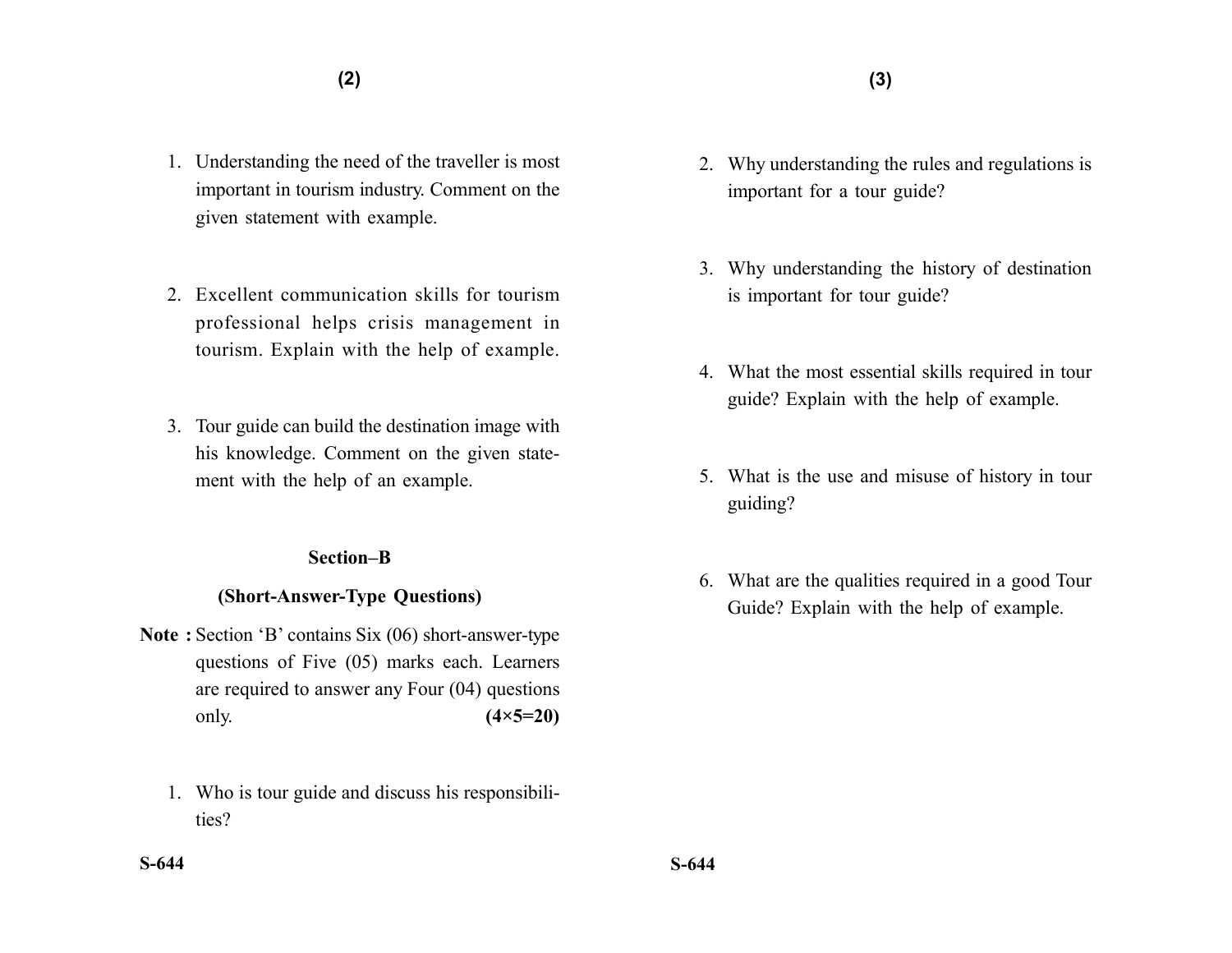1. Understanding the need of the traveller is most important in tourism industry. Comment on the given statement with example.

2. Excellent communication skills for tourism professional helps crisis management in tourism. Explain with the help of example.

3. Tour guide can build the destination image with his knowledge. Comment on the given statement with the help of an example.

## Section–B

### (Short-Answer-Type Questions)

**Note :** Section 'B' contains Six (06) short-answer-type questions of Five (05) marks each. Learners are required to answer any Four (04) questions only. **(4×5=20)**

1. Who is tour guide and discuss his responsibilities?

2. Why understanding the rules and regulations is important for a tour guide?

3. Why understanding the history of destination is important for tour guide?

4. What the most essential skills required in tour guide? Explain with the help of example.

5. What is the use and misuse of history in tour guiding?

6. What are the qualities required in a good Tour Guide? Explain with the help of example.